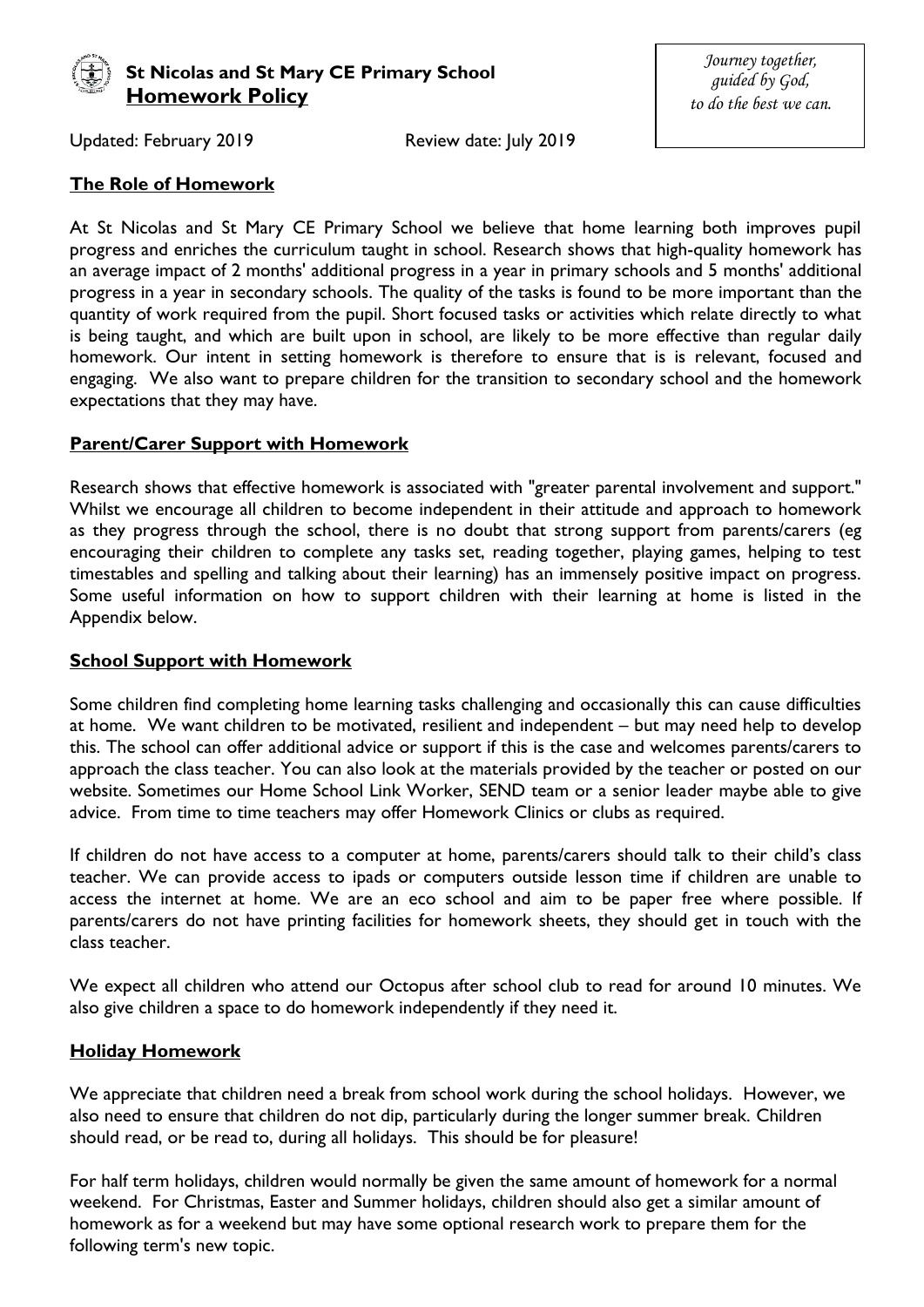# St Nicolas and St Mary CE Primary School
## Homework Policy

*Journey together, guided by God, to do the best we can.*

Updated: February 2019 Review date: July 2019

### The Role of Homework

At St Nicolas and St Mary CE Primary School we believe that home learning both improves pupil progress and enriches the curriculum taught in school. Research shows that high-quality homework has an average impact of 2 months' additional progress in a year in primary schools and 5 months' additional progress in a year in secondary schools. The quality of the tasks is found to be more important than the quantity of work required from the pupil. Short focused tasks or activities which relate directly to what is being taught, and which are built upon in school, are likely to be more effective than regular daily homework. Our intent in setting homework is therefore to ensure that is is relevant, focused and engaging. We also want to prepare children for the transition to secondary school and the homework expectations that they may have.

### Parent/Carer Support with Homework

Research shows that effective homework is associated with "greater parental involvement and support." Whilst we encourage all children to become independent in their attitude and approach to homework as they progress through the school, there is no doubt that strong support from parents/carers (eg encouraging their children to complete any tasks set, reading together, playing games, helping to test timestables and spelling and talking about their learning) has an immensely positive impact on progress. Some useful information on how to support children with their learning at home is listed in the Appendix below.

### School Support with Homework

Some children find completing home learning tasks challenging and occasionally this can cause difficulties at home. We want children to be motivated, resilient and independent – but may need help to develop this. The school can offer additional advice or support if this is the case and welcomes parents/carers to approach the class teacher. You can also look at the materials provided by the teacher or posted on our website. Sometimes our Home School Link Worker, SEND team or a senior leader maybe able to give advice. From time to time teachers may offer Homework Clinics or clubs as required.

If children do not have access to a computer at home, parents/carers should talk to their child's class teacher. We can provide access to ipads or computers outside lesson time if children are unable to access the internet at home. We are an eco school and aim to be paper free where possible. If parents/carers do not have printing facilities for homework sheets, they should get in touch with the class teacher.

We expect all children who attend our Octopus after school club to read for around 10 minutes. We also give children a space to do homework independently if they need it.

### Holiday Homework

We appreciate that children need a break from school work during the school holidays. However, we also need to ensure that children do not dip, particularly during the longer summer break. Children should read, or be read to, during all holidays. This should be for pleasure!

For half term holidays, children would normally be given the same amount of homework for a normal weekend. For Christmas, Easter and Summer holidays, children should also get a similar amount of homework as for a weekend but may have some optional research work to prepare them for the following term's new topic.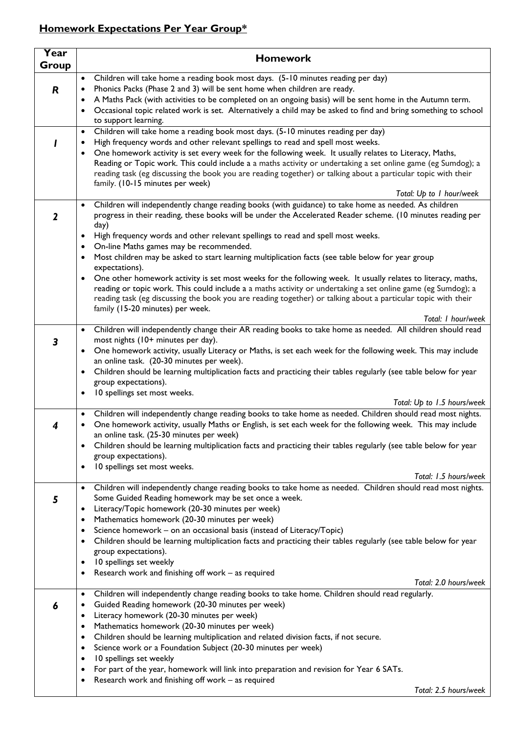## **Homework Expectations Per Year Group***

| Year Group | Homework |
|---|---|
| ***R*** | • Children will take home a reading book most days. (5-10 minutes reading per day)<br>• Phonics Packs (Phase 2 and 3) will be sent home when children are ready.<br>• A Maths Pack (with activities to be completed on an ongoing basis) will be sent home in the Autumn term.<br>• Occasional topic related work is set. Alternatively a child may be asked to find and bring something to school to support learning. |
| ***1*** | • Children will take home a reading book most days. (5-10 minutes reading per day)<br>• High frequency words and other relevant spellings to read and spell most weeks.<br>• One homework activity is set every week for the following week. It usually relates to Literacy, Maths, Reading or Topic work. This could include a a maths activity or undertaking a set online game (eg Sumdog); a reading task (eg discussing the book you are reading together) or talking about a particular topic with their family. (10-15 minutes per week)<br>*Total: Up to 1 hour/week* |
| ***2*** | • Children will independently change reading books (with guidance) to take home as needed. As children progress in their reading, these books will be under the Accelerated Reader scheme. (10 minutes reading per day)<br>• High frequency words and other relevant spellings to read and spell most weeks.<br>• On-line Maths games may be recommended.<br>• Most children may be asked to start learning multiplication facts (see table below for year group expectations).<br>• One other homework activity is set most weeks for the following week. It usually relates to literacy, maths, reading or topic work. This could include a a maths activity or undertaking a set online game (eg Sumdog); a reading task (eg discussing the book you are reading together) or talking about a particular topic with their family (15-20 minutes) per week.<br>*Total: 1 hour/week* |
| ***3*** | • Children will independently change their AR reading books to take home as needed. All children should read most nights (10+ minutes per day).<br>• One homework activity, usually Literacy or Maths, is set each week for the following week. This may include an online task. (20-30 minutes per week).<br>• Children should be learning multiplication facts and practicing their tables regularly (see table below for year group expectations).<br>• 10 spellings set most weeks.<br>*Total: Up to 1.5 hours/week* |
| ***4*** | • Children will independently change reading books to take home as needed. Children should read most nights.<br>• One homework activity, usually Maths or English, is set each week for the following week. This may include an online task. (25-30 minutes per week)<br>• Children should be learning multiplication facts and practicing their tables regularly (see table below for year group expectations).<br>• 10 spellings set most weeks.<br>*Total: 1.5 hours/week* |
| ***5*** | • Children will independently change reading books to take home as needed. Children should read most nights. Some Guided Reading homework may be set once a week.<br>• Literacy/Topic homework (20-30 minutes per week)<br>• Mathematics homework (20-30 minutes per week)<br>• Science homework – on an occasional basis (instead of Literacy/Topic)<br>• Children should be learning multiplication facts and practicing their tables regularly (see table below for year group expectations).<br>• 10 spellings set weekly<br>• Research work and finishing off work – as required<br>*Total: 2.0 hours/week* |
| ***6*** | • Children will independently change reading books to take home. Children should read regularly.<br>• Guided Reading homework (20-30 minutes per week)<br>• Literacy homework (20-30 minutes per week)<br>• Mathematics homework (20-30 minutes per week)<br>• Children should be learning multiplication and related division facts, if not secure.<br>• Science work or a Foundation Subject (20-30 minutes per week)<br>• 10 spellings set weekly<br>• For part of the year, homework will link into preparation and revision for Year 6 SATs.<br>• Research work and finishing off work – as required<br>*Total: 2.5 hours/week* |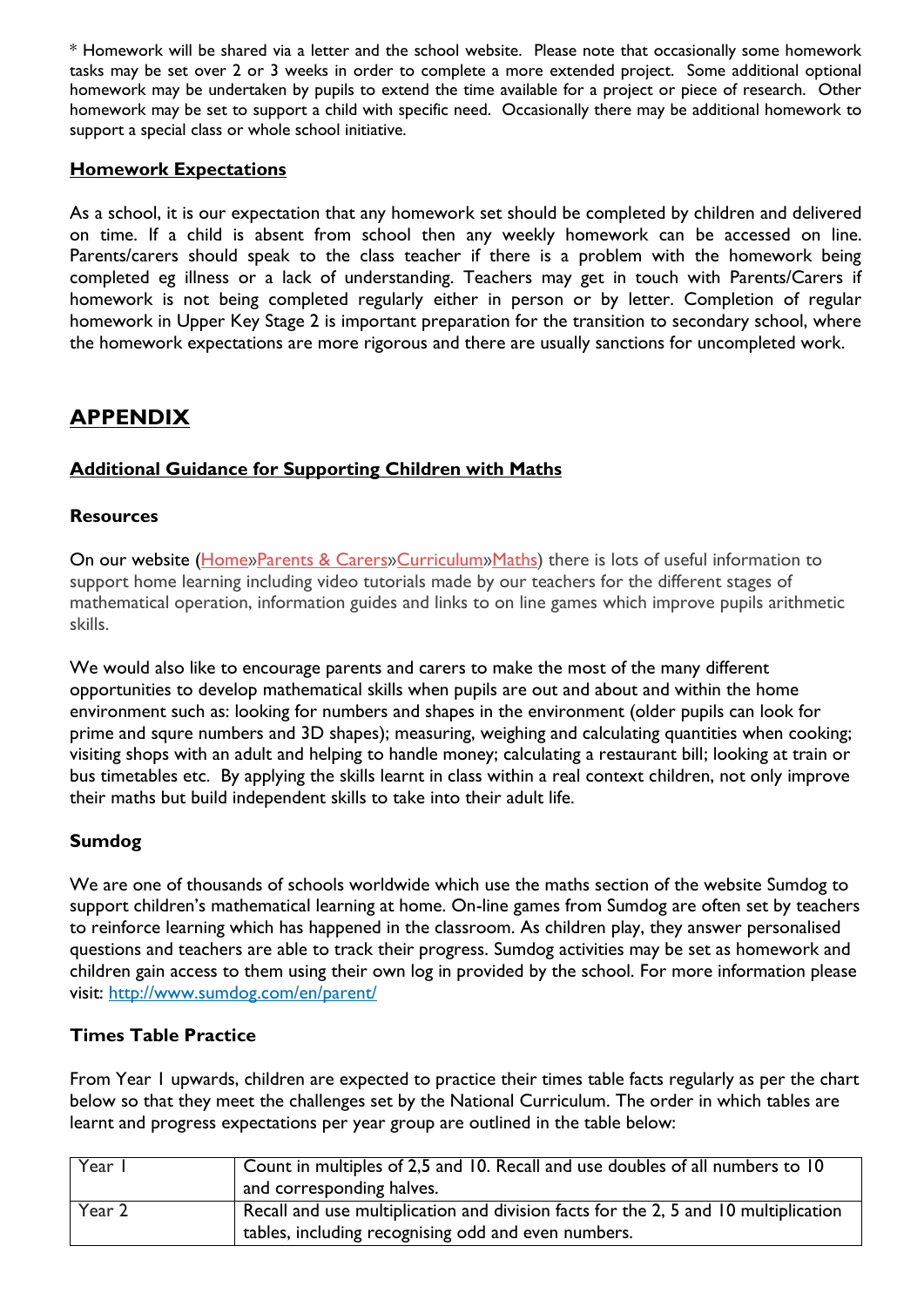* Homework will be shared via a letter and the school website. Please note that occasionally some homework tasks may be set over 2 or 3 weeks in order to complete a more extended project. Some additional optional homework may be undertaken by pupils to extend the time available for a project or piece of research. Other homework may be set to support a child with specific need. Occasionally there may be additional homework to support a special class or whole school initiative.

**Homework Expectations**

As a school, it is our expectation that any homework set should be completed by children and delivered on time. If a child is absent from school then any weekly homework can be accessed on line. Parents/carers should speak to the class teacher if there is a problem with the homework being completed eg illness or a lack of understanding. Teachers may get in touch with Parents/Carers if homework is not being completed regularly either in person or by letter. Completion of regular homework in Upper Key Stage 2 is important preparation for the transition to secondary school, where the homework expectations are more rigorous and there are usually sanctions for uncompleted work.

# APPENDIX

## Additional Guidance for Supporting Children with Maths

### Resources

On our website (Home»Parents & Carers»Curriculum»Maths) there is lots of useful information to support home learning including video tutorials made by our teachers for the different stages of mathematical operation, information guides and links to on line games which improve pupils arithmetic skills.

We would also like to encourage parents and carers to make the most of the many different opportunities to develop mathematical skills when pupils are out and about and within the home environment such as: looking for numbers and shapes in the environment (older pupils can look for prime and squre numbers and 3D shapes); measuring, weighing and calculating quantities when cooking; visiting shops with an adult and helping to handle money; calculating a restaurant bill; looking at train or bus timetables etc. By applying the skills learnt in class within a real context children, not only improve their maths but build independent skills to take into their adult life.

### Sumdog

We are one of thousands of schools worldwide which use the maths section of the website Sumdog to support children's mathematical learning at home. On-line games from Sumdog are often set by teachers to reinforce learning which has happened in the classroom. As children play, they answer personalised questions and teachers are able to track their progress. Sumdog activities may be set as homework and children gain access to them using their own log in provided by the school. For more information please visit: http://www.sumdog.com/en/parent/

### Times Table Practice

From Year 1 upwards, children are expected to practice their times table facts regularly as per the chart below so that they meet the challenges set by the National Curriculum. The order in which tables are learnt and progress expectations per year group are outlined in the table below:

| | |
|---|---|
| Year 1 | Count in multiples of 2,5 and 10. Recall and use doubles of all numbers to 10 and corresponding halves. |
| Year 2 | Recall and use multiplication and division facts for the 2, 5 and 10 multiplication tables, including recognising odd and even numbers. |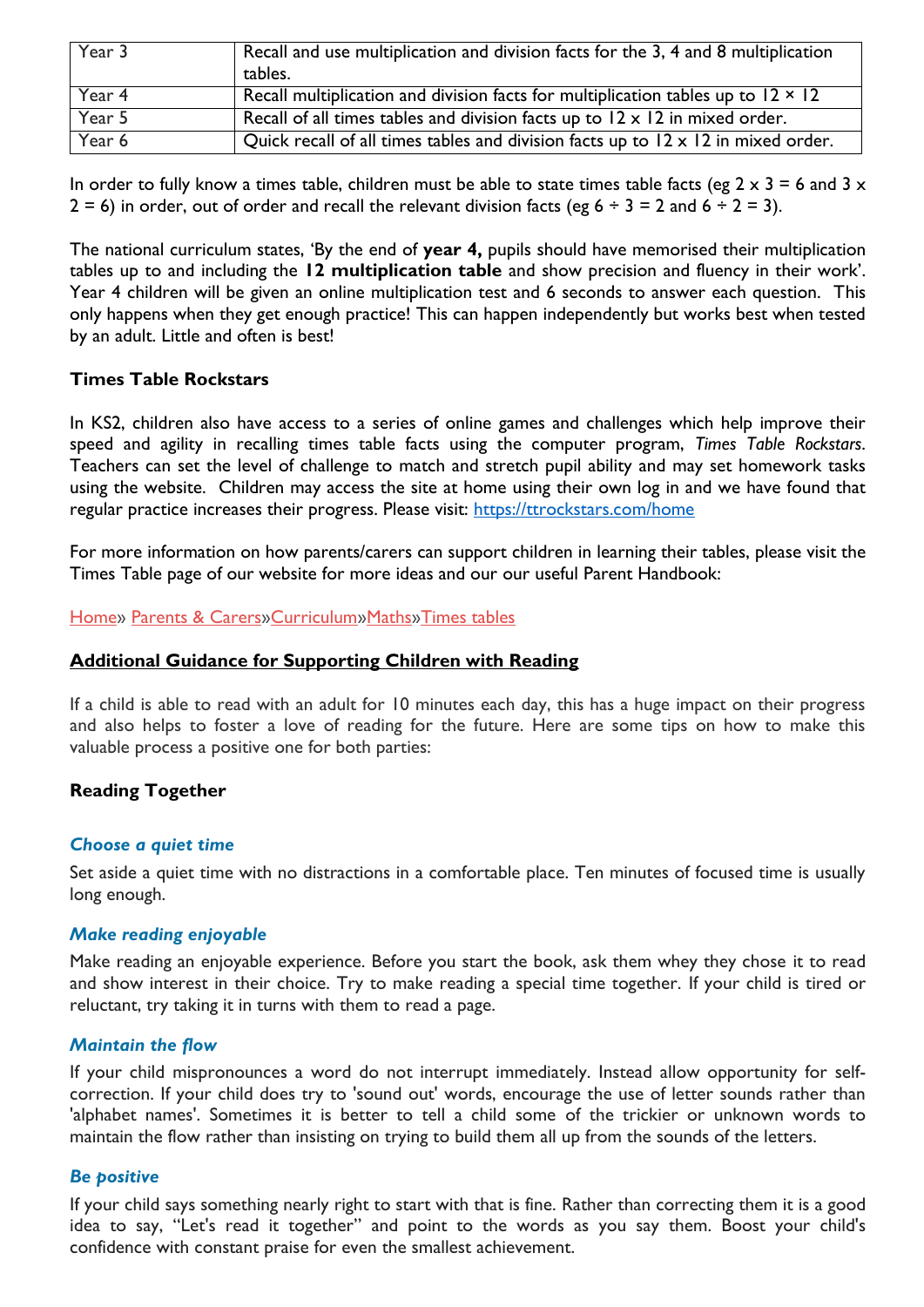| Year 3 | Recall and use multiplication and division facts for the 3, 4 and 8 multiplication tables. |
|---|---|
| Year 4 | Recall multiplication and division facts for multiplication tables up to 12 × 12 |
| Year 5 | Recall of all times tables and division facts up to 12 x 12 in mixed order. |
| Year 6 | Quick recall of all times tables and division facts up to 12 x 12 in mixed order. |

In order to fully know a times table, children must be able to state times table facts (eg 2 x 3 = 6 and 3 x 2 = 6) in order, out of order and recall the relevant division facts (eg 6 ÷ 3 = 2 and 6 ÷ 2 = 3).

The national curriculum states, 'By the end of **year 4,** pupils should have memorised their multiplication tables up to and including the **12 multiplication table** and show precision and fluency in their work'. Year 4 children will be given an online multiplication test and 6 seconds to answer each question. This only happens when they get enough practice! This can happen independently but works best when tested by an adult. Little and often is best!

### Times Table Rockstars

In KS2, children also have access to a series of online games and challenges which help improve their speed and agility in recalling times table facts using the computer program, *Times Table Rockstars*. Teachers can set the level of challenge to match and stretch pupil ability and may set homework tasks using the website. Children may access the site at home using their own log in and we have found that regular practice increases their progress. Please visit: https://ttrockstars.com/home

For more information on how parents/carers can support children in learning their tables, please visit the Times Table page of our website for more ideas and our our useful Parent Handbook:

Home» Parents & Carers»Curriculum»Maths»Times tables

## Additional Guidance for Supporting Children with Reading

If a child is able to read with an adult for 10 minutes each day, this has a huge impact on their progress and also helps to foster a love of reading for the future. Here are some tips on how to make this valuable process a positive one for both parties:

### Reading Together

#### *Choose a quiet time*

Set aside a quiet time with no distractions in a comfortable place. Ten minutes of focused time is usually long enough.

#### *Make reading enjoyable*

Make reading an enjoyable experience. Before you start the book, ask them whey they chose it to read and show interest in their choice. Try to make reading a special time together. If your child is tired or reluctant, try taking it in turns with them to read a page.

#### *Maintain the flow*

If your child mispronounces a word do not interrupt immediately. Instead allow opportunity for self-correction. If your child does try to 'sound out' words, encourage the use of letter sounds rather than 'alphabet names'. Sometimes it is better to tell a child some of the trickier or unknown words to maintain the flow rather than insisting on trying to build them all up from the sounds of the letters.

#### *Be positive*

If your child says something nearly right to start with that is fine. Rather than correcting them it is a good idea to say, "Let's read it together" and point to the words as you say them. Boost your child's confidence with constant praise for even the smallest achievement.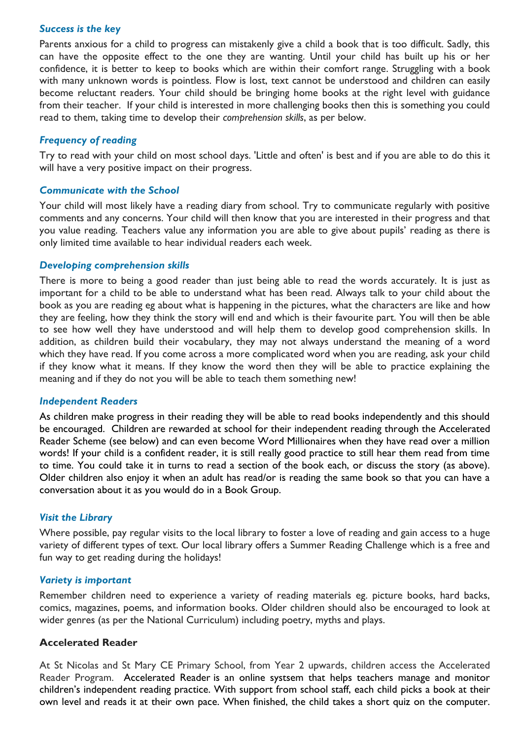### *Success is the key*

Parents anxious for a child to progress can mistakenly give a child a book that is too difficult. Sadly, this can have the opposite effect to the one they are wanting. Until your child has built up his or her confidence, it is better to keep to books which are within their comfort range. Struggling with a book with many unknown words is pointless. Flow is lost, text cannot be understood and children can easily become reluctant readers. Your child should be bringing home books at the right level with guidance from their teacher. If your child is interested in more challenging books then this is something you could read to them, taking time to develop their *comprehension skills*, as per below.

### *Frequency of reading*

Try to read with your child on most school days. 'Little and often' is best and if you are able to do this it will have a very positive impact on their progress.

### *Communicate with the School*

Your child will most likely have a reading diary from school. Try to communicate regularly with positive comments and any concerns. Your child will then know that you are interested in their progress and that you value reading. Teachers value any information you are able to give about pupils' reading as there is only limited time available to hear individual readers each week.

### *Developing comprehension skills*

There is more to being a good reader than just being able to read the words accurately. It is just as important for a child to be able to understand what has been read. Always talk to your child about the book as you are reading eg about what is happening in the pictures, what the characters are like and how they are feeling, how they think the story will end and which is their favourite part. You will then be able to see how well they have understood and will help them to develop good comprehension skills. In addition, as children build their vocabulary, they may not always understand the meaning of a word which they have read. If you come across a more complicated word when you are reading, ask your child if they know what it means. If they know the word then they will be able to practice explaining the meaning and if they do not you will be able to teach them something new!

### *Independent Readers*

As children make progress in their reading they will be able to read books independently and this should be encouraged. Children are rewarded at school for their independent reading through the Accelerated Reader Scheme (see below) and can even become Word Millionaires when they have read over a million words! If your child is a confident reader, it is still really good practice to still hear them read from time to time. You could take it in turns to read a section of the book each, or discuss the story (as above). Older children also enjoy it when an adult has read/or is reading the same book so that you can have a conversation about it as you would do in a Book Group.

### *Visit the Library*

Where possible, pay regular visits to the local library to foster a love of reading and gain access to a huge variety of different types of text. Our local library offers a Summer Reading Challenge which is a free and fun way to get reading during the holidays!

### *Variety is important*

Remember children need to experience a variety of reading materials eg. picture books, hard backs, comics, magazines, poems, and information books. Older children should also be encouraged to look at wider genres (as per the National Curriculum) including poetry, myths and plays.

### Accelerated Reader

At St Nicolas and St Mary CE Primary School, from Year 2 upwards, children access the Accelerated Reader Program. Accelerated Reader is an online systsem that helps teachers manage and monitor children's independent reading practice. With support from school staff, each child picks a book at their own level and reads it at their own pace. When finished, the child takes a short quiz on the computer.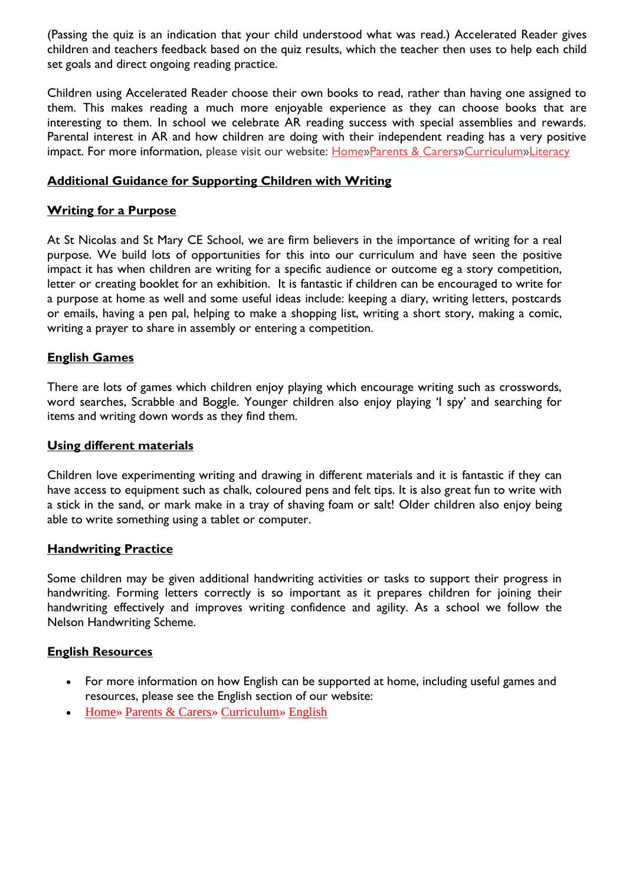(Passing the quiz is an indication that your child understood what was read.) Accelerated Reader gives children and teachers feedback based on the quiz results, which the teacher then uses to help each child set goals and direct ongoing reading practice.

Children using Accelerated Reader choose their own books to read, rather than having one assigned to them. This makes reading a much more enjoyable experience as they can choose books that are interesting to them. In school we celebrate AR reading success with special assemblies and rewards. Parental interest in AR and how children are doing with their independent reading has a very positive impact. For more information, please visit our website: Home»Parents & Carers»Curriculum»Literacy

**Additional Guidance for Supporting Children with Writing**

**Writing for a Purpose**

At St Nicolas and St Mary CE School, we are firm believers in the importance of writing for a real purpose. We build lots of opportunities for this into our curriculum and have seen the positive impact it has when children are writing for a specific audience or outcome eg a story competition, letter or creating booklet for an exhibition. It is fantastic if children can be encouraged to write for a purpose at home as well and some useful ideas include: keeping a diary, writing letters, postcards or emails, having a pen pal, helping to make a shopping list, writing a short story, making a comic, writing a prayer to share in assembly or entering a competition.

**English Games**

There are lots of games which children enjoy playing which encourage writing such as crosswords, word searches, Scrabble and Boggle. Younger children also enjoy playing 'I spy' and searching for items and writing down words as they find them.

**Using different materials**

Children love experimenting writing and drawing in different materials and it is fantastic if they can have access to equipment such as chalk, coloured pens and felt tips. It is also great fun to write with a stick in the sand, or mark make in a tray of shaving foam or salt! Older children also enjoy being able to write something using a tablet or computer.

**Handwriting Practice**

Some children may be given additional handwriting activities or tasks to support their progress in handwriting. Forming letters correctly is so important as it prepares children for joining their handwriting effectively and improves writing confidence and agility. As a school we follow the Nelson Handwriting Scheme.

**English Resources**

- For more information on how English can be supported at home, including useful games and resources, please see the English section of our website:
- Home» Parents & Carers» Curriculum» English